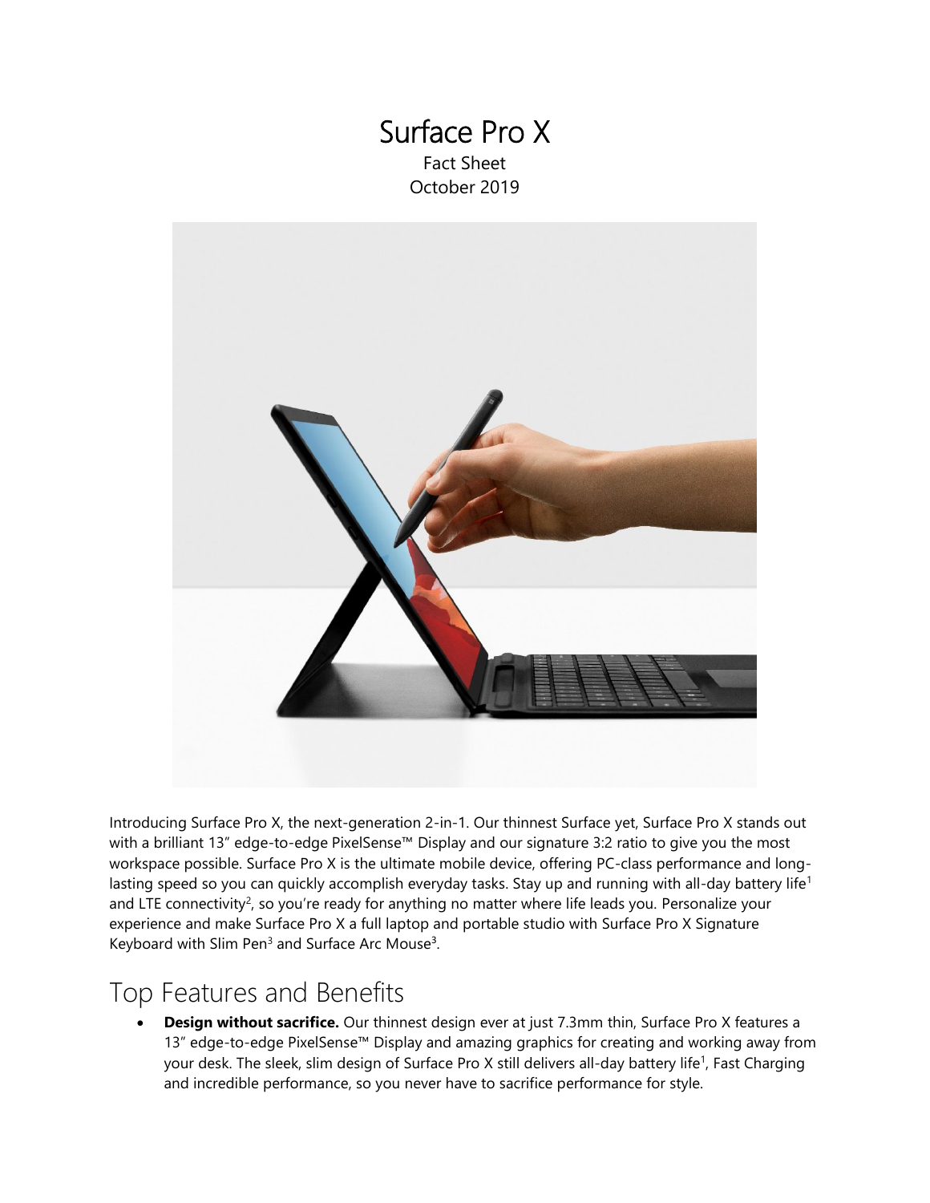# Surface Pro X

Fact Sheet
October 2019

Introducing Surface Pro X, the next-generation 2-in-1. Our thinnest Surface yet, Surface Pro X stands out with a brilliant 13" edge-to-edge PixelSense™ Display and our signature 3:2 ratio to give you the most workspace possible. Surface Pro X is the ultimate mobile device, offering PC-class performance and long-lasting speed so you can quickly accomplish everyday tasks. Stay up and running with all-day battery life[1] and LTE connectivity[2], so you're ready for anything no matter where life leads you. Personalize your experience and make Surface Pro X a full laptop and portable studio with Surface Pro X Signature Keyboard with Slim Pen[3] and Surface Arc Mouse[3].

## Top Features and Benefits

- **Design without sacrifice.** Our thinnest design ever at just 7.3mm thin, Surface Pro X features a 13" edge-to-edge PixelSense™ Display and amazing graphics for creating and working away from your desk. The sleek, slim design of Surface Pro X still delivers all-day battery life[1], Fast Charging and incredible performance, so you never have to sacrifice performance for style.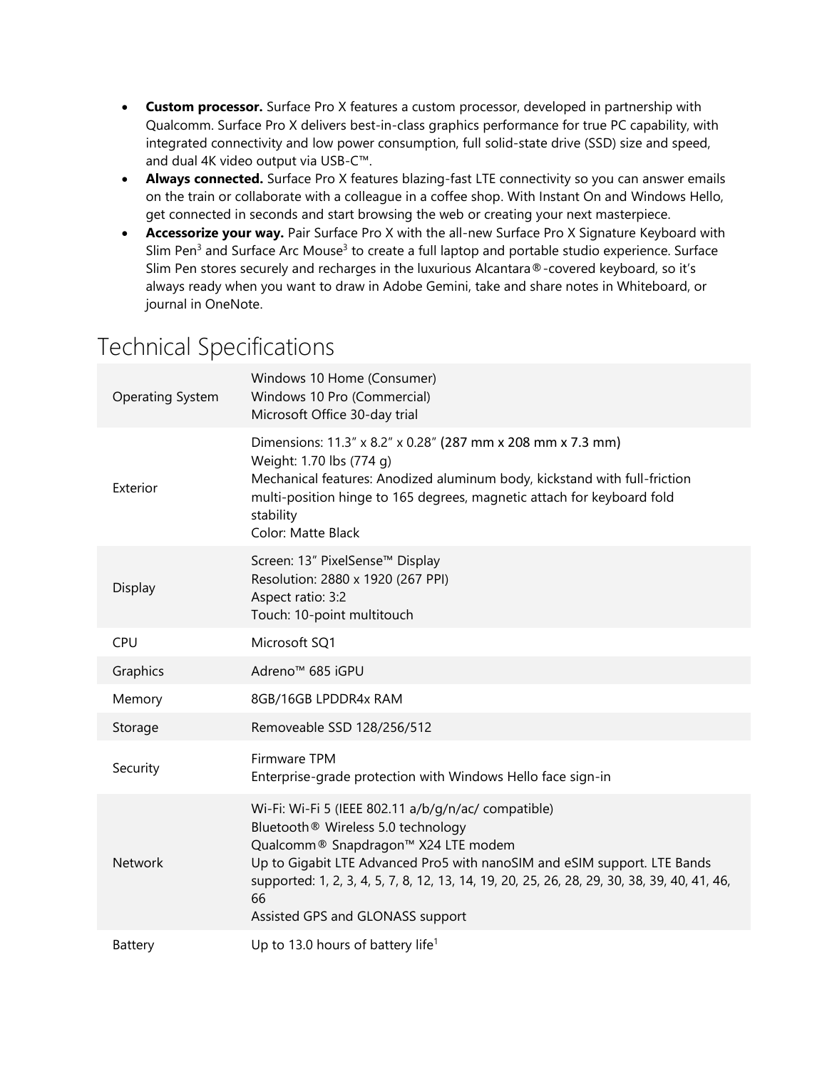- **Custom processor.** Surface Pro X features a custom processor, developed in partnership with Qualcomm. Surface Pro X delivers best-in-class graphics performance for true PC capability, with integrated connectivity and low power consumption, full solid-state drive (SSD) size and speed, and dual 4K video output via USB-C™.
- **Always connected.** Surface Pro X features blazing-fast LTE connectivity so you can answer emails on the train or collaborate with a colleague in a coffee shop. With Instant On and Windows Hello, get connected in seconds and start browsing the web or creating your next masterpiece.
- **Accessorize your way.** Pair Surface Pro X with the all-new Surface Pro X Signature Keyboard with Slim Pen[3] and Surface Arc Mouse[3] to create a full laptop and portable studio experience. Surface Slim Pen stores securely and recharges in the luxurious Alcantara®-covered keyboard, so it's always ready when you want to draw in Adobe Gemini, take and share notes in Whiteboard, or journal in OneNote.

# Technical Specifications

| | |
|---|---|
| Operating System | Windows 10 Home (Consumer)<br>Windows 10 Pro (Commercial)<br>Microsoft Office 30-day trial |
| Exterior | Dimensions: 11.3" x 8.2" x 0.28" (287 mm x 208 mm x 7.3 mm)<br>Weight: 1.70 lbs (774 g)<br>Mechanical features: Anodized aluminum body, kickstand with full-friction multi-position hinge to 165 degrees, magnetic attach for keyboard fold stability<br>Color: Matte Black |
| Display | Screen: 13" PixelSense™ Display<br>Resolution: 2880 x 1920 (267 PPI)<br>Aspect ratio: 3:2<br>Touch: 10-point multitouch |
| CPU | Microsoft SQ1 |
| Graphics | Adreno™ 685 iGPU |
| Memory | 8GB/16GB LPDDR4x RAM |
| Storage | Removeable SSD 128/256/512 |
| Security | Firmware TPM<br>Enterprise-grade protection with Windows Hello face sign-in |
| Network | Wi-Fi: Wi-Fi 5 (IEEE 802.11 a/b/g/n/ac/ compatible)<br>Bluetooth® Wireless 5.0 technology<br>Qualcomm® Snapdragon™ X24 LTE modem<br>Up to Gigabit LTE Advanced Pro5 with nanoSIM and eSIM support. LTE Bands supported: 1, 2, 3, 4, 5, 7, 8, 12, 13, 14, 19, 20, 25, 26, 28, 29, 30, 38, 39, 40, 41, 46, 66<br>Assisted GPS and GLONASS support |
| Battery | Up to 13.0 hours of battery life[1] |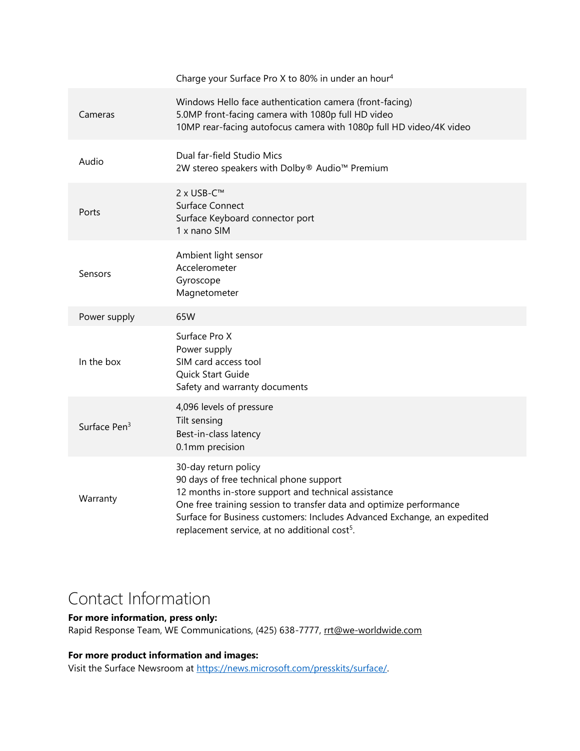| | |
|---|---|
| | Charge your Surface Pro X to 80% in under an hour[4] |
| Cameras | Windows Hello face authentication camera (front-facing)<br>5.0MP front-facing camera with 1080p full HD video<br>10MP rear-facing autofocus camera with 1080p full HD video/4K video |
| Audio | Dual far-field Studio Mics<br>2W stereo speakers with Dolby® Audio™ Premium |
| Ports | 2 x USB-C™<br>Surface Connect<br>Surface Keyboard connector port<br>1 x nano SIM |
| Sensors | Ambient light sensor<br>Accelerometer<br>Gyroscope<br>Magnetometer |
| Power supply | 65W |
| In the box | Surface Pro X<br>Power supply<br>SIM card access tool<br>Quick Start Guide<br>Safety and warranty documents |
| Surface Pen[3] | 4,096 levels of pressure<br>Tilt sensing<br>Best-in-class latency<br>0.1mm precision |
| Warranty | 30-day return policy<br>90 days of free technical phone support<br>12 months in-store support and technical assistance<br>One free training session to transfer data and optimize performance<br>Surface for Business customers: Includes Advanced Exchange, an expedited replacement service, at no additional cost[5]. |

# Contact Information

**For more information, press only:**
Rapid Response Team, WE Communications, (425) 638-7777, rrt@we-worldwide.com

**For more product information and images:**
Visit the Surface Newsroom at https://news.microsoft.com/presskits/surface/.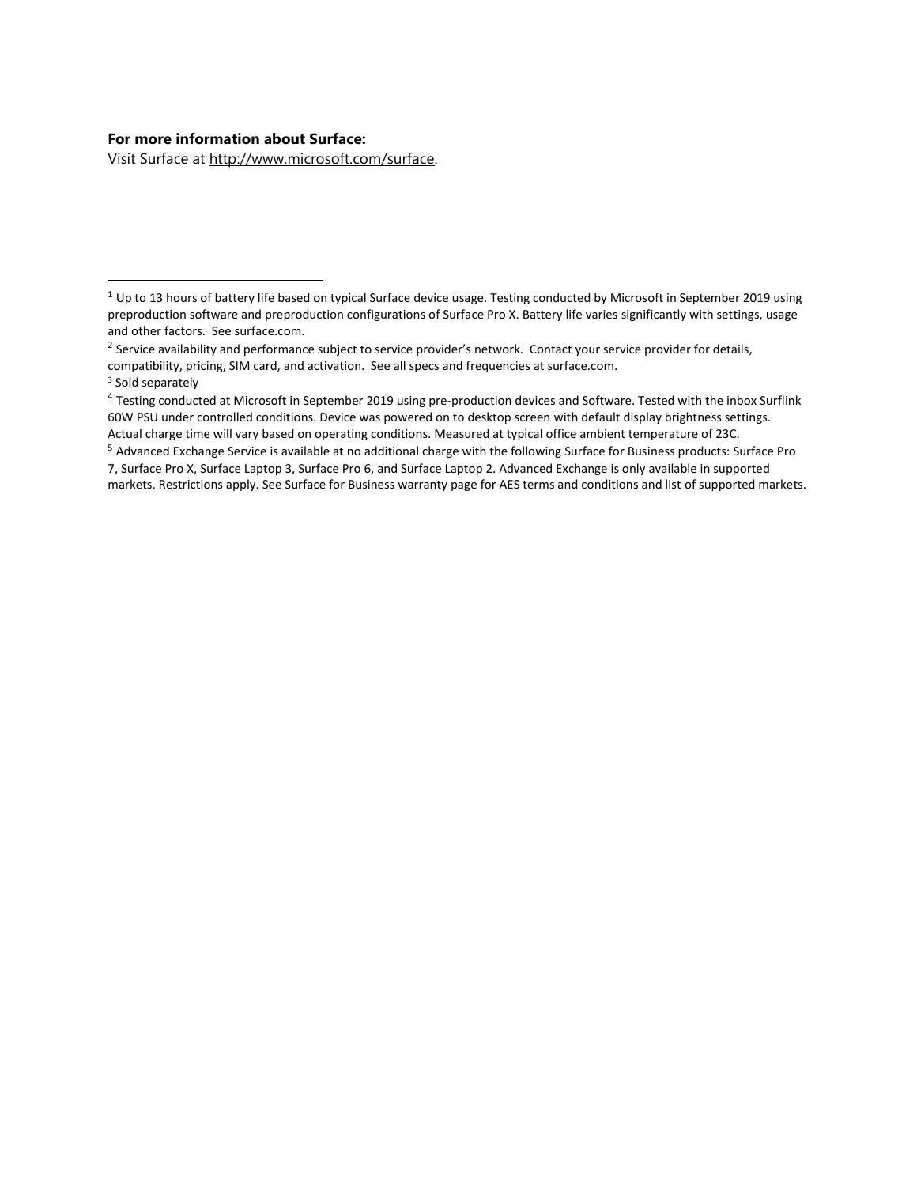**For more information about Surface:**
Visit Surface at http://www.microsoft.com/surface.

---

[1] Up to 13 hours of battery life based on typical Surface device usage. Testing conducted by Microsoft in September 2019 using preproduction software and preproduction configurations of Surface Pro X. Battery life varies significantly with settings, usage and other factors. See surface.com.

[2] Service availability and performance subject to service provider's network. Contact your service provider for details, compatibility, pricing, SIM card, and activation. See all specs and frequencies at surface.com.

[3] Sold separately

[4] Testing conducted at Microsoft in September 2019 using pre-production devices and Software. Tested with the inbox Surflink 60W PSU under controlled conditions. Device was powered on to desktop screen with default display brightness settings. Actual charge time will vary based on operating conditions. Measured at typical office ambient temperature of 23C.

[5] Advanced Exchange Service is available at no additional charge with the following Surface for Business products: Surface Pro 7, Surface Pro X, Surface Laptop 3, Surface Pro 6, and Surface Laptop 2. Advanced Exchange is only available in supported markets. Restrictions apply. See Surface for Business warranty page for AES terms and conditions and list of supported markets.